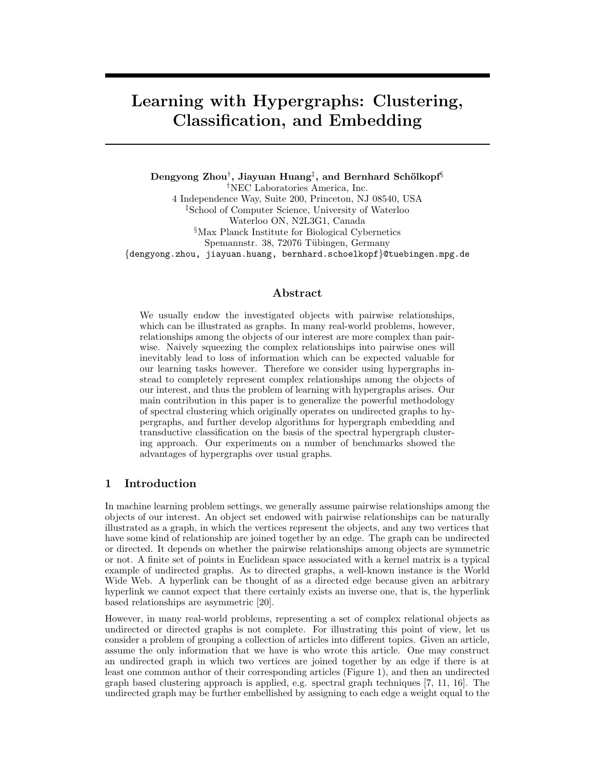# Learning with Hypergraphs: Clustering, Classification, and Embedding

**Dengyong Zhou**[†], **Jiayuan Huang**[‡], **and Bernhard Schölkopf**[§]

[†]NEC Laboratories America, Inc.
4 Independence Way, Suite 200, Princeton, NJ 08540, USA
[‡]School of Computer Science, University of Waterloo
Waterloo ON, N2L3G1, Canada
[§]Max Planck Institute for Biological Cybernetics
Spemannstr. 38, 72076 Tübingen, Germany
{dengyong.zhou, jiayuan.huang, bernhard.schoelkopf}@tuebingen.mpg.de

## Abstract

We usually endow the investigated objects with pairwise relationships, which can be illustrated as graphs. In many real-world problems, however, relationships among the objects of our interest are more complex than pairwise. Naively squeezing the complex relationships into pairwise ones will inevitably lead to loss of information which can be expected valuable for our learning tasks however. Therefore we consider using hypergraphs instead to completely represent complex relationships among the objects of our interest, and thus the problem of learning with hypergraphs arises. Our main contribution in this paper is to generalize the powerful methodology of spectral clustering which originally operates on undirected graphs to hypergraphs, and further develop algorithms for hypergraph embedding and transductive classification on the basis of the spectral hypergraph clustering approach. Our experiments on a number of benchmarks showed the advantages of hypergraphs over usual graphs.

## 1 Introduction

In machine learning problem settings, we generally assume pairwise relationships among the objects of our interest. An object set endowed with pairwise relationships can be naturally illustrated as a graph, in which the vertices represent the objects, and any two vertices that have some kind of relationship are joined together by an edge. The graph can be undirected or directed. It depends on whether the pairwise relationships among objects are symmetric or not. A finite set of points in Euclidean space associated with a kernel matrix is a typical example of undirected graphs. As to directed graphs, a well-known instance is the World Wide Web. A hyperlink can be thought of as a directed edge because given an arbitrary hyperlink we cannot expect that there certainly exists an inverse one, that is, the hyperlink based relationships are asymmetric [20].

However, in many real-world problems, representing a set of complex relational objects as undirected or directed graphs is not complete. For illustrating this point of view, let us consider a problem of grouping a collection of articles into different topics. Given an article, assume the only information that we have is who wrote this article. One may construct an undirected graph in which two vertices are joined together by an edge if there is at least one common author of their corresponding articles (Figure 1), and then an undirected graph based clustering approach is applied, e.g. spectral graph techniques [7, 11, 16]. The undirected graph may be further embellished by assigning to each edge a weight equal to the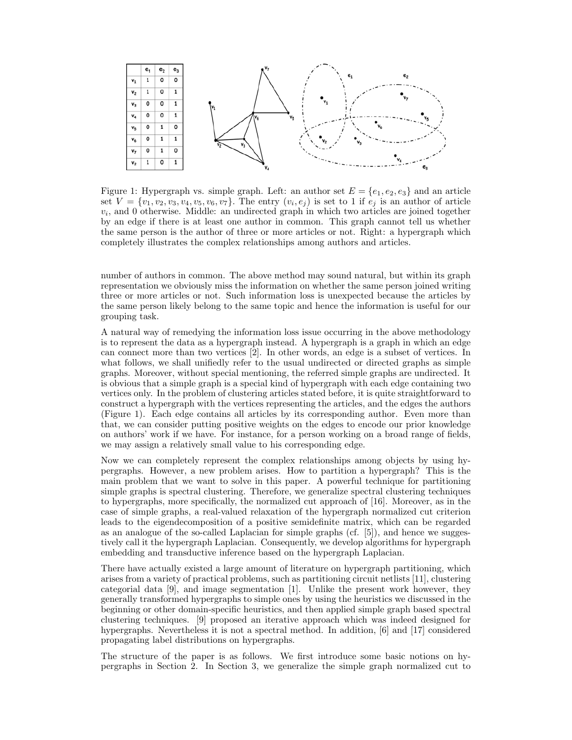|  | $e_1$ | $e_2$ | $e_3$ |
|---|---|---|---|
| $v_1$ | 1 | 0 | 0 |
| $v_2$ | 1 | 0 | 1 |
| $v_3$ | 0 | 0 | 1 |
| $v_4$ | 0 | 0 | 1 |
| $v_5$ | 0 | 1 | 0 |
| $v_6$ | 0 | 1 | 1 |
| $v_7$ | 0 | 1 | 0 |
| $v_2$ | 1 | 0 | 1 |

Figure 1: Hypergraph vs. simple graph. Left: an author set $E = \{e_1, e_2, e_3\}$ and an article set $V = \{v_1, v_2, v_3, v_4, v_5, v_6, v_7\}$. The entry $(v_i, e_j)$ is set to 1 if $e_j$ is an author of article $v_i$, and 0 otherwise. Middle: an undirected graph in which two articles are joined together by an edge if there is at least one author in common. This graph cannot tell us whether the same person is the author of three or more articles or not. Right: a hypergraph which completely illustrates the complex relationships among authors and articles.

number of authors in common. The above method may sound natural, but within its graph representation we obviously miss the information on whether the same person joined writing three or more articles or not. Such information loss is unexpected because the articles by the same person likely belong to the same topic and hence the information is useful for our grouping task.

A natural way of remedying the information loss issue occurring in the above methodology is to represent the data as a hypergraph instead. A hypergraph is a graph in which an edge can connect more than two vertices [2]. In other words, an edge is a subset of vertices. In what follows, we shall unifiedly refer to the usual undirected or directed graphs as simple graphs. Moreover, without special mentioning, the referred simple graphs are undirected. It is obvious that a simple graph is a special kind of hypergraph with each edge containing two vertices only. In the problem of clustering articles stated before, it is quite straightforward to construct a hypergraph with the vertices representing the articles, and the edges the authors (Figure 1). Each edge contains all articles by its corresponding author. Even more than that, we can consider putting positive weights on the edges to encode our prior knowledge on authors' work if we have. For instance, for a person working on a broad range of fields, we may assign a relatively small value to his corresponding edge.

Now we can completely represent the complex relationships among objects by using hypergraphs. However, a new problem arises. How to partition a hypergraph? This is the main problem that we want to solve in this paper. A powerful technique for partitioning simple graphs is spectral clustering. Therefore, we generalize spectral clustering techniques to hypergraphs, more specifically, the normalized cut approach of [16]. Moreover, as in the case of simple graphs, a real-valued relaxation of the hypergraph normalized cut criterion leads to the eigendecomposition of a positive semidefinite matrix, which can be regarded as an analogue of the so-called Laplacian for simple graphs (cf. [5]), and hence we suggestively call it the hypergraph Laplacian. Consequently, we develop algorithms for hypergraph embedding and transductive inference based on the hypergraph Laplacian.

There have actually existed a large amount of literature on hypergraph partitioning, which arises from a variety of practical problems, such as partitioning circuit netlists [11], clustering categorial data [9], and image segmentation [1]. Unlike the present work however, they generally transformed hypergraphs to simple ones by using the heuristics we discussed in the beginning or other domain-specific heuristics, and then applied simple graph based spectral clustering techniques. [9] proposed an iterative approach which was indeed designed for hypergraphs. Nevertheless it is not a spectral method. In addition, [6] and [17] considered propagating label distributions on hypergraphs.

The structure of the paper is as follows. We first introduce some basic notions on hypergraphs in Section 2. In Section 3, we generalize the simple graph normalized cut to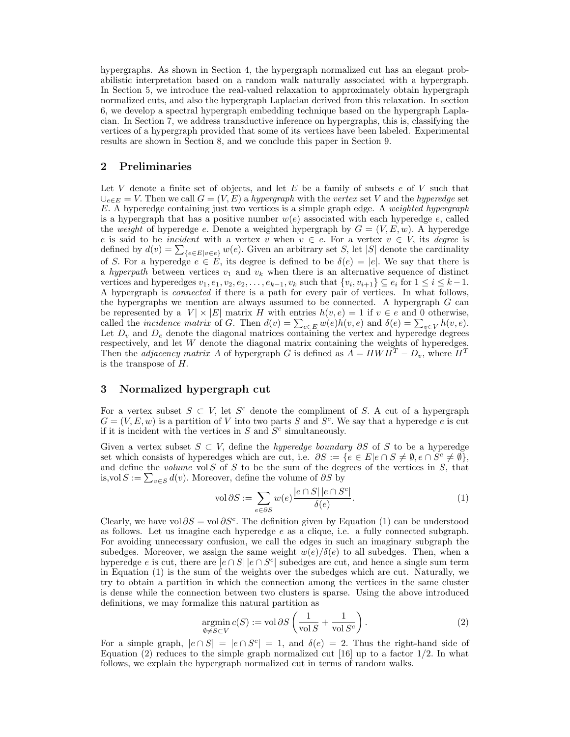hypergraphs. As shown in Section 4, the hypergraph normalized cut has an elegant probabilistic interpretation based on a random walk naturally associated with a hypergraph. In Section 5, we introduce the real-valued relaxation to approximately obtain hypergraph normalized cuts, and also the hypergraph Laplacian derived from this relaxation. In section 6, we develop a spectral hypergraph embedding technique based on the hypergraph Laplacian. In Section 7, we address transductive inference on hypergraphs, this is, classifying the vertices of a hypergraph provided that some of its vertices have been labeled. Experimental results are shown in Section 8, and we conclude this paper in Section 9.

## 2 Preliminaries

Let $V$ denote a finite set of objects, and let $E$ be a family of subsets $e$ of $V$ such that $\cup_{e \in E} = V$. Then we call $G = (V, E)$ a *hypergraph* with the *vertex* set $V$ and the *hyperedge* set $E$. A hyperedge containing just two vertices is a simple graph edge. A *weighted hypergraph* is a hypergraph that has a positive number $w(e)$ associated with each hyperedge $e$, called the *weight* of hyperedge $e$. Denote a weighted hypergraph by $G = (V, E, w)$. A hyperedge $e$ is said to be *incident* with a vertex $v$ when $v \in e$. For a vertex $v \in V$, its *degree* is defined by $d(v) = \sum_{\{e \in E | v \in e\}} w(e)$. Given an arbitrary set $S$, let $|S|$ denote the cardinality of $S$. For a hyperedge $e \in E$, its degree is defined to be $\delta(e) = |e|$. We say that there is a *hyperpath* between vertices $v_1$ and $v_k$ when there is an alternative sequence of distinct vertices and hyperedges $v_1, e_1, v_2, e_2, \ldots, e_{k-1}, v_k$ such that $\{v_i, v_{i+1}\} \subseteq e_i$ for $1 \leq i \leq k-1$. A hypergraph is *connected* if there is a path for every pair of vertices. In what follows, the hypergraphs we mention are always assumed to be connected. A hypergraph $G$ can be represented by a $|V| \times |E|$ matrix $H$ with entries $h(v, e) = 1$ if $v \in e$ and 0 otherwise, called the *incidence matrix* of $G$. Then $d(v) = \sum_{e \in E} w(e)h(v, e)$ and $\delta(e) = \sum_{v \in V} h(v, e)$. Let $D_v$ and $D_e$ denote the diagonal matrices containing the vertex and hyperedge degrees respectively, and let $W$ denote the diagonal matrix containing the weights of hyperedges. Then the *adjacency matrix* $A$ of hypergraph $G$ is defined as $A = HWH^T - D_v$, where $H^T$ is the transpose of $H$.

## 3 Normalized hypergraph cut

For a vertex subset $S \subset V$, let $S^c$ denote the compliment of $S$. A cut of a hypergraph $G = (V, E, w)$ is a partition of $V$ into two parts $S$ and $S^c$. We say that a hyperedge $e$ is cut if it is incident with the vertices in $S$ and $S^c$ simultaneously.

Given a vertex subset $S \subset V$, define the *hyperedge boundary* $\partial S$ of $S$ to be a hyperedge set which consists of hyperedges which are cut, i.e. $\partial S := \{e \in E | e \cap S \neq \emptyset, e \cap S^c \neq \emptyset\}$, and define the *volume* $\operatorname{vol} S$ of $S$ to be the sum of the degrees of the vertices in $S$, that is,$\operatorname{vol} S := \sum_{v \in S} d(v)$. Moreover, define the volume of $\partial S$ by

$$\operatorname{vol} \partial S := \sum_{e \in \partial S} w(e) \frac{|e \cap S|\,|e \cap S^c|}{\delta(e)}. \tag{1}$$

Clearly, we have $\operatorname{vol} \partial S = \operatorname{vol} \partial S^c$. The definition given by Equation (1) can be understood as follows. Let us imagine each hyperedge $e$ as a clique, i.e. a fully connected subgraph. For avoiding unnecessary confusion, we call the edges in such an imaginary subgraph the subedges. Moreover, we assign the same weight $w(e)/\delta(e)$ to all subedges. Then, when a hyperedge $e$ is cut, there are $|e \cap S|\,|e \cap S^c|$ subedges are cut, and hence a single sum term in Equation (1) is the sum of the weights over the subedges which are cut. Naturally, we try to obtain a partition in which the connection among the vertices in the same cluster is dense while the connection between two clusters is sparse. Using the above introduced definitions, we may formalize this natural partition as

$$\operatorname*{argmin}_{\emptyset \neq S \subset V} c(S) := \operatorname{vol} \partial S \left( \frac{1}{\operatorname{vol} S} + \frac{1}{\operatorname{vol} S^c} \right). \tag{2}$$

For a simple graph, $|e \cap S| = |e \cap S^c| = 1$, and $\delta(e) = 2$. Thus the right-hand side of Equation (2) reduces to the simple graph normalized cut [16] up to a factor 1/2. In what follows, we explain the hypergraph normalized cut in terms of random walks.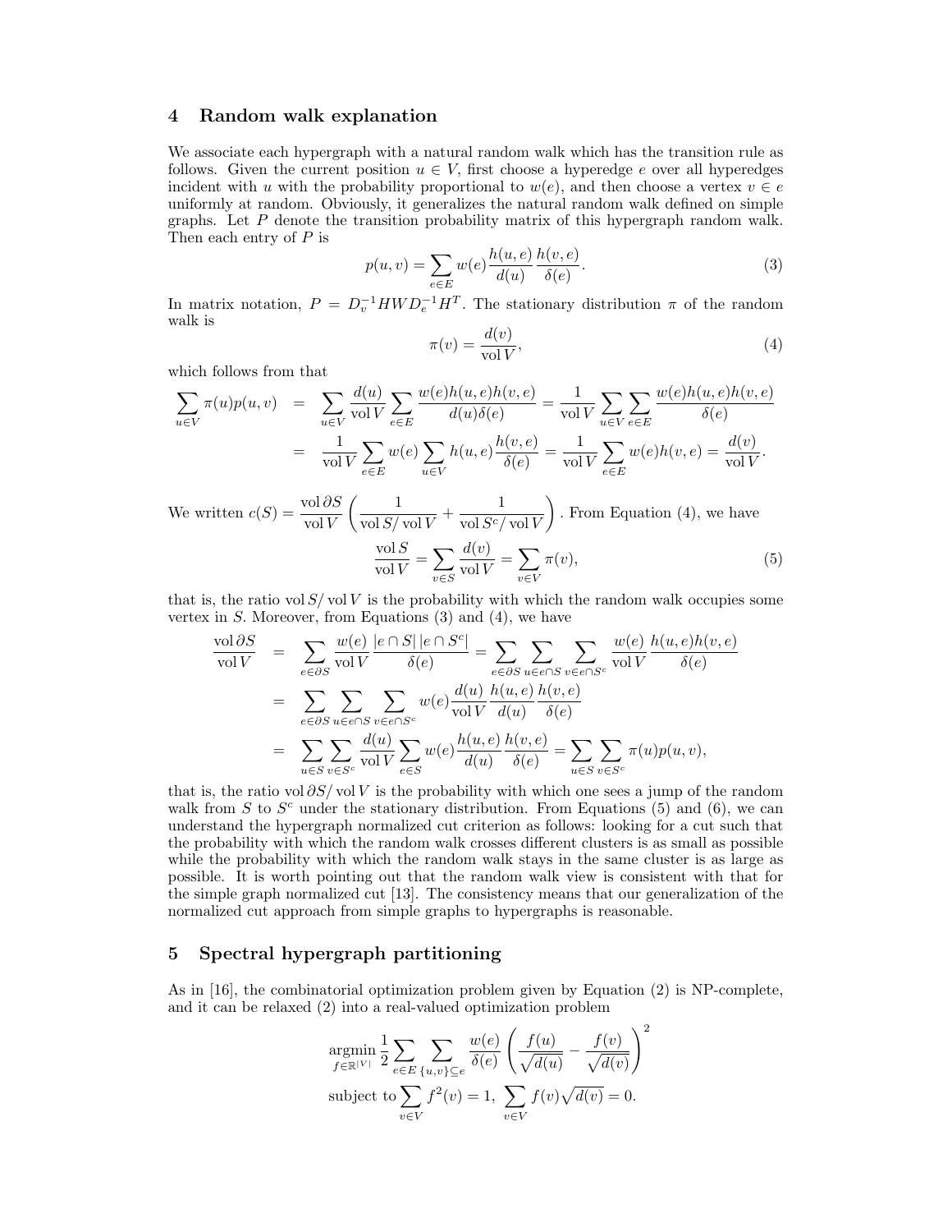## 4 Random walk explanation

We associate each hypergraph with a natural random walk which has the transition rule as follows. Given the current position $u \in V$, first choose a hyperedge $e$ over all hyperedges incident with $u$ with the probability proportional to $w(e)$, and then choose a vertex $v \in e$ uniformly at random. Obviously, it generalizes the natural random walk defined on simple graphs. Let $P$ denote the transition probability matrix of this hypergraph random walk. Then each entry of $P$ is

$$p(u,v) = \sum_{e \in E} w(e) \frac{h(u,e)}{d(u)} \frac{h(v,e)}{\delta(e)}. \tag{3}$$

In matrix notation, $P = D_v^{-1} H W D_e^{-1} H^T$. The stationary distribution $\pi$ of the random walk is

$$\pi(v) = \frac{d(v)}{\operatorname{vol} V}, \tag{4}$$

which follows from that

$$\begin{aligned}
\sum_{u \in V} \pi(u) p(u,v) &= \sum_{u \in V} \frac{d(u)}{\operatorname{vol} V} \sum_{e \in E} \frac{w(e) h(u,e) h(v,e)}{d(u)\delta(e)} = \frac{1}{\operatorname{vol} V} \sum_{u \in V} \sum_{e \in E} \frac{w(e) h(u,e) h(v,e)}{\delta(e)} \\
&= \frac{1}{\operatorname{vol} V} \sum_{e \in E} w(e) \sum_{u \in V} h(u,e) \frac{h(v,e)}{\delta(e)} = \frac{1}{\operatorname{vol} V} \sum_{e \in E} w(e) h(v,e) = \frac{d(v)}{\operatorname{vol} V}.
\end{aligned}$$

We written $c(S) = \frac{\operatorname{vol} \partial S}{\operatorname{vol} V} \left( \frac{1}{\operatorname{vol} S / \operatorname{vol} V} + \frac{1}{\operatorname{vol} S^c / \operatorname{vol} V} \right)$. From Equation (4), we have

$$\frac{\operatorname{vol} S}{\operatorname{vol} V} = \sum_{v \in S} \frac{d(v)}{\operatorname{vol} V} = \sum_{v \in V} \pi(v), \tag{5}$$

that is, the ratio $\operatorname{vol} S / \operatorname{vol} V$ is the probability with which the random walk occupies some vertex in $S$. Moreover, from Equations (3) and (4), we have

$$\begin{aligned}
\frac{\operatorname{vol} \partial S}{\operatorname{vol} V} &= \sum_{e \in \partial S} \frac{w(e)}{\operatorname{vol} V} \frac{|e \cap S|\,|e \cap S^c|}{\delta(e)} = \sum_{e \in \partial S} \sum_{u \in e \cap S} \sum_{v \in e \cap S^c} \frac{w(e)}{\operatorname{vol} V} \frac{h(u,e) h(v,e)}{\delta(e)} \\
&= \sum_{e \in \partial S} \sum_{u \in e \cap S} \sum_{v \in e \cap S^c} w(e) \frac{d(u)}{\operatorname{vol} V} \frac{h(u,e)}{d(u)} \frac{h(v,e)}{\delta(e)} \\
&= \sum_{u \in S} \sum_{v \in S^c} \frac{d(u)}{\operatorname{vol} V} \sum_{e \in S} w(e) \frac{h(u,e)}{d(u)} \frac{h(v,e)}{\delta(e)} = \sum_{u \in S} \sum_{v \in S^c} \pi(u) p(u,v),
\end{aligned}$$

that is, the ratio $\operatorname{vol} \partial S / \operatorname{vol} V$ is the probability with which one sees a jump of the random walk from $S$ to $S^c$ under the stationary distribution. From Equations (5) and (6), we can understand the hypergraph normalized cut criterion as follows: looking for a cut such that the probability with which the random walk crosses different clusters is as small as possible while the probability with which the random walk stays in the same cluster is as large as possible. It is worth pointing out that the random walk view is consistent with that for the simple graph normalized cut [13]. The consistency means that our generalization of the normalized cut approach from simple graphs to hypergraphs is reasonable.

## 5 Spectral hypergraph partitioning

As in [16], the combinatorial optimization problem given by Equation (2) is NP-complete, and it can be relaxed (2) into a real-valued optimization problem

$$\begin{aligned}
&\operatorname*{argmin}_{f \in \mathbb{R}^{|V|}} \frac{1}{2} \sum_{e \in E} \sum_{\{u,v\} \subseteq e} \frac{w(e)}{\delta(e)} \left( \frac{f(u)}{\sqrt{d(u)}} - \frac{f(v)}{\sqrt{d(v)}} \right)^2 \\
&\text{subject to} \sum_{v \in V} f^2(v) = 1, \ \sum_{v \in V} f(v) \sqrt{d(v)} = 0.
\end{aligned}$$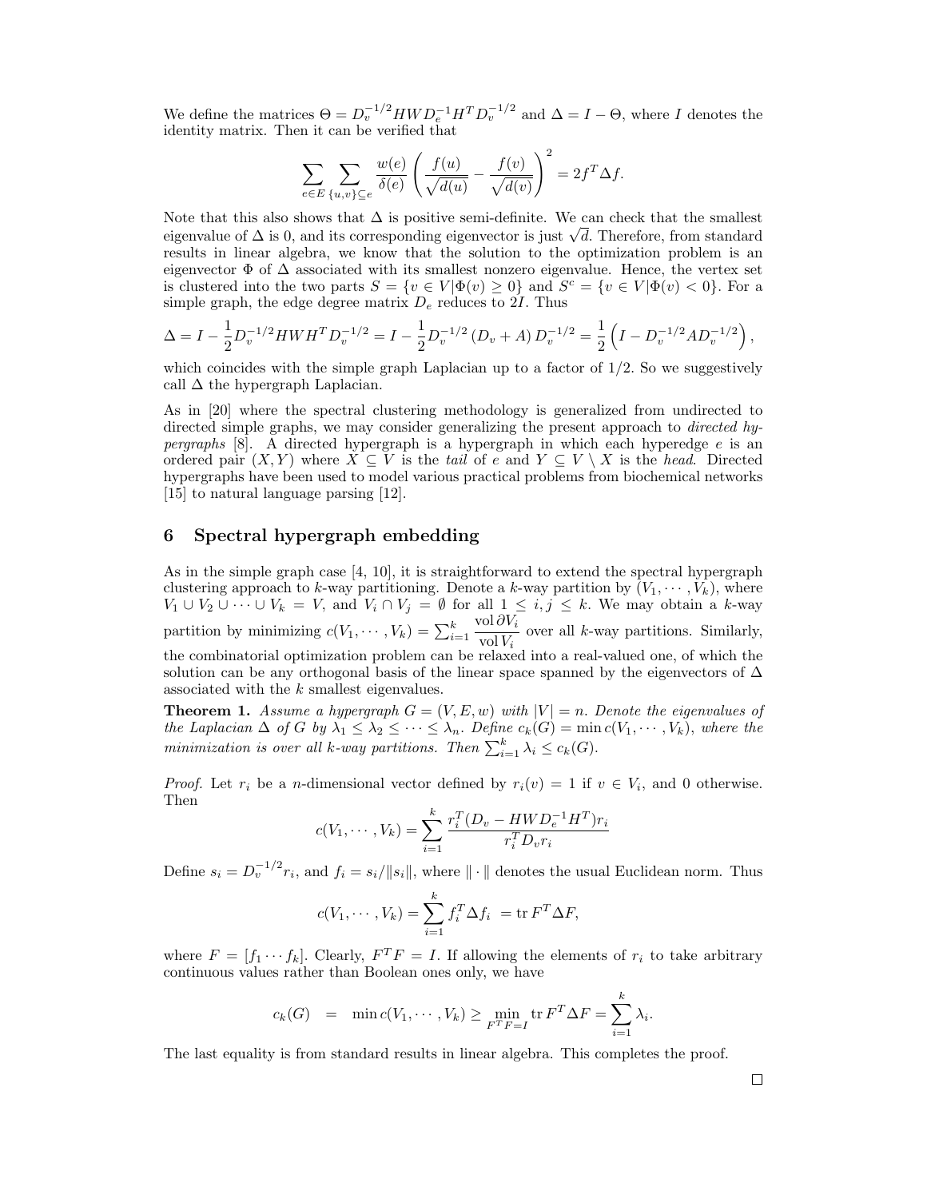We define the matrices $\Theta = D_v^{-1/2} H W D_e^{-1} H^T D_v^{-1/2}$ and $\Delta = I - \Theta$, where $I$ denotes the identity matrix. Then it can be verified that

$$\sum_{e \in E} \sum_{\{u,v\} \subseteq e} \frac{w(e)}{\delta(e)} \left( \frac{f(u)}{\sqrt{d(u)}} - \frac{f(v)}{\sqrt{d(v)}} \right)^2 = 2 f^T \Delta f.$$

Note that this also shows that $\Delta$ is positive semi-definite. We can check that the smallest eigenvalue of $\Delta$ is 0, and its corresponding eigenvector is just $\sqrt{d}$. Therefore, from standard results in linear algebra, we know that the solution to the optimization problem is an eigenvector $\Phi$ of $\Delta$ associated with its smallest nonzero eigenvalue. Hence, the vertex set is clustered into the two parts $S = \{v \in V | \Phi(v) \geq 0\}$ and $S^c = \{v \in V | \Phi(v) < 0\}$. For a simple graph, the edge degree matrix $D_e$ reduces to $2I$. Thus

$$\Delta = I - \frac{1}{2} D_v^{-1/2} H W H^T D_v^{-1/2} = I - \frac{1}{2} D_v^{-1/2} \left( D_v + A \right) D_v^{-1/2} = \frac{1}{2} \left( I - D_v^{-1/2} A D_v^{-1/2} \right),$$

which coincides with the simple graph Laplacian up to a factor of $1/2$. So we suggestively call $\Delta$ the hypergraph Laplacian.

As in [20] where the spectral clustering methodology is generalized from undirected to directed simple graphs, we may consider generalizing the present approach to *directed hypergraphs* [8]. A directed hypergraph is a hypergraph in which each hyperedge $e$ is an ordered pair $(X, Y)$ where $X \subseteq V$ is the *tail* of $e$ and $Y \subseteq V \setminus X$ is the *head*. Directed hypergraphs have been used to model various practical problems from biochemical networks [15] to natural language parsing [12].

## 6 Spectral hypergraph embedding

As in the simple graph case [4, 10], it is straightforward to extend the spectral hypergraph clustering approach to $k$-way partitioning. Denote a $k$-way partition by $(V_1, \cdots, V_k)$, where $V_1 \cup V_2 \cup \cdots \cup V_k = V$, and $V_i \cap V_j = \emptyset$ for all $1 \leq i, j \leq k$. We may obtain a $k$-way partition by minimizing $c(V_1, \cdots, V_k) = \sum_{i=1}^{k} \frac{\operatorname{vol} \partial V_i}{\operatorname{vol} V_i}$ over all $k$-way partitions. Similarly, the combinatorial optimization problem can be relaxed into a real-valued one, of which the solution can be any orthogonal basis of the linear space spanned by the eigenvectors of $\Delta$ associated with the $k$ smallest eigenvalues.

**Theorem 1.** *Assume a hypergraph $G = (V, E, w)$ with $|V| = n$. Denote the eigenvalues of the Laplacian $\Delta$ of $G$ by $\lambda_1 \leq \lambda_2 \leq \cdots \leq \lambda_n$. Define $c_k(G) = \min c(V_1, \cdots, V_k)$, where the minimization is over all $k$-way partitions. Then $\sum_{i=1}^{k} \lambda_i \leq c_k(G)$.*

*Proof.* Let $r_i$ be a $n$-dimensional vector defined by $r_i(v) = 1$ if $v \in V_i$, and 0 otherwise. Then

$$c(V_1, \cdots, V_k) = \sum_{i=1}^{k} \frac{r_i^T (D_v - H W D_e^{-1} H^T) r_i}{r_i^T D_v r_i}$$

Define $s_i = D_v^{-1/2} r_i$, and $f_i = s_i / \|s_i\|$, where $\| \cdot \|$ denotes the usual Euclidean norm. Thus

$$c(V_1, \cdots, V_k) = \sum_{i=1}^{k} f_i^T \Delta f_i \ = \operatorname{tr} F^T \Delta F,$$

where $F = [f_1 \cdots f_k]$. Clearly, $F^T F = I$. If allowing the elements of $r_i$ to take arbitrary continuous values rather than Boolean ones only, we have

$$c_k(G) \quad = \quad \min c(V_1, \cdots, V_k) \geq \min_{F^T F = I} \operatorname{tr} F^T \Delta F = \sum_{i=1}^{k} \lambda_i.$$

The last equality is from standard results in linear algebra. This completes the proof. □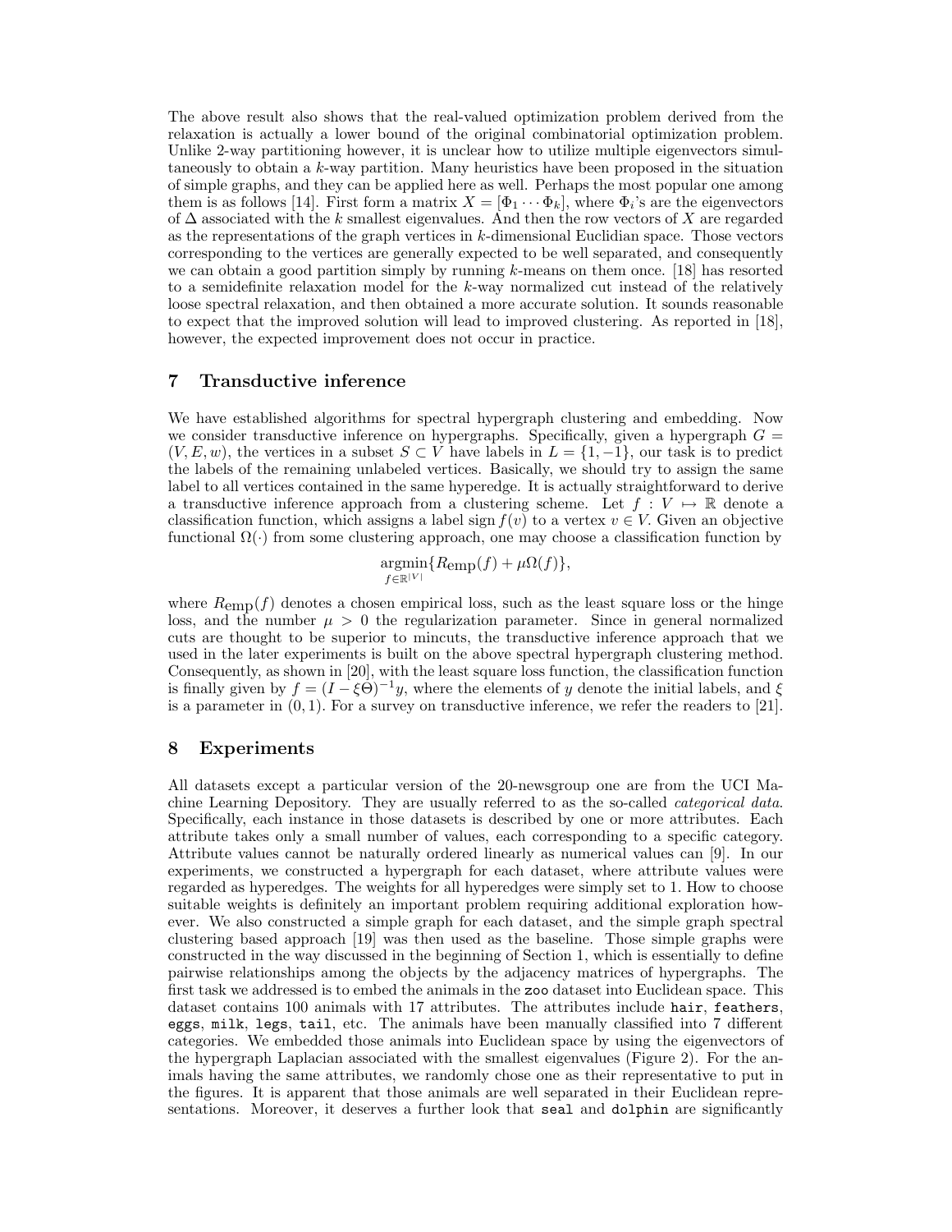The above result also shows that the real-valued optimization problem derived from the relaxation is actually a lower bound of the original combinatorial optimization problem. Unlike 2-way partitioning however, it is unclear how to utilize multiple eigenvectors simultaneously to obtain a $k$-way partition. Many heuristics have been proposed in the situation of simple graphs, and they can be applied here as well. Perhaps the most popular one among them is as follows [14]. First form a matrix $X = [\Phi_1 \cdots \Phi_k]$, where $\Phi_i$'s are the eigenvectors of $\Delta$ associated with the $k$ smallest eigenvalues. And then the row vectors of $X$ are regarded as the representations of the graph vertices in $k$-dimensional Euclidian space. Those vectors corresponding to the vertices are generally expected to be well separated, and consequently we can obtain a good partition simply by running $k$-means on them once. [18] has resorted to a semidefinite relaxation model for the $k$-way normalized cut instead of the relatively loose spectral relaxation, and then obtained a more accurate solution. It sounds reasonable to expect that the improved solution will lead to improved clustering. As reported in [18], however, the expected improvement does not occur in practice.

## 7 Transductive inference

We have established algorithms for spectral hypergraph clustering and embedding. Now we consider transductive inference on hypergraphs. Specifically, given a hypergraph $G = (V, E, w)$, the vertices in a subset $S \subset V$ have labels in $L = \{1, -1\}$, our task is to predict the labels of the remaining unlabeled vertices. Basically, we should try to assign the same label to all vertices contained in the same hyperedge. It is actually straightforward to derive a transductive inference approach from a clustering scheme. Let $f : V \mapsto \mathbb{R}$ denote a classification function, which assigns a label sign $f(v)$ to a vertex $v \in V$. Given an objective functional $\Omega(\cdot)$ from some clustering approach, one may choose a classification function by

$$\underset{f \in \mathbb{R}^{|V|}}{\operatorname{argmin}} \{R_{\text{emp}}(f) + \mu \Omega(f)\},$$

where $R_{\text{emp}}(f)$ denotes a chosen empirical loss, such as the least square loss or the hinge loss, and the number $\mu > 0$ the regularization parameter. Since in general normalized cuts are thought to be superior to mincuts, the transductive inference approach that we used in the later experiments is built on the above spectral hypergraph clustering method. Consequently, as shown in [20], with the least square loss function, the classification function is finally given by $f = (I - \xi\Theta)^{-1} y$, where the elements of $y$ denote the initial labels, and $\xi$ is a parameter in $(0, 1)$. For a survey on transductive inference, we refer the readers to [21].

## 8 Experiments

All datasets except a particular version of the 20-newsgroup one are from the UCI Machine Learning Depository. They are usually referred to as the so-called *categorical data*. Specifically, each instance in those datasets is described by one or more attributes. Each attribute takes only a small number of values, each corresponding to a specific category. Attribute values cannot be naturally ordered linearly as numerical values can [9]. In our experiments, we constructed a hypergraph for each dataset, where attribute values were regarded as hyperedges. The weights for all hyperedges were simply set to 1. How to choose suitable weights is definitely an important problem requiring additional exploration however. We also constructed a simple graph for each dataset, and the simple graph spectral clustering based approach [19] was then used as the baseline. Those simple graphs were constructed in the way discussed in the beginning of Section 1, which is essentially to define pairwise relationships among the objects by the adjacency matrices of hypergraphs. The first task we addressed is to embed the animals in the `zoo` dataset into Euclidean space. This dataset contains 100 animals with 17 attributes. The attributes include `hair`, `feathers`, `eggs`, `milk`, `legs`, `tail`, etc. The animals have been manually classified into 7 different categories. We embedded those animals into Euclidean space by using the eigenvectors of the hypergraph Laplacian associated with the smallest eigenvalues (Figure 2). For the animals having the same attributes, we randomly chose one as their representative to put in the figures. It is apparent that those animals are well separated in their Euclidean representations. Moreover, it deserves a further look that `seal` and `dolphin` are significantly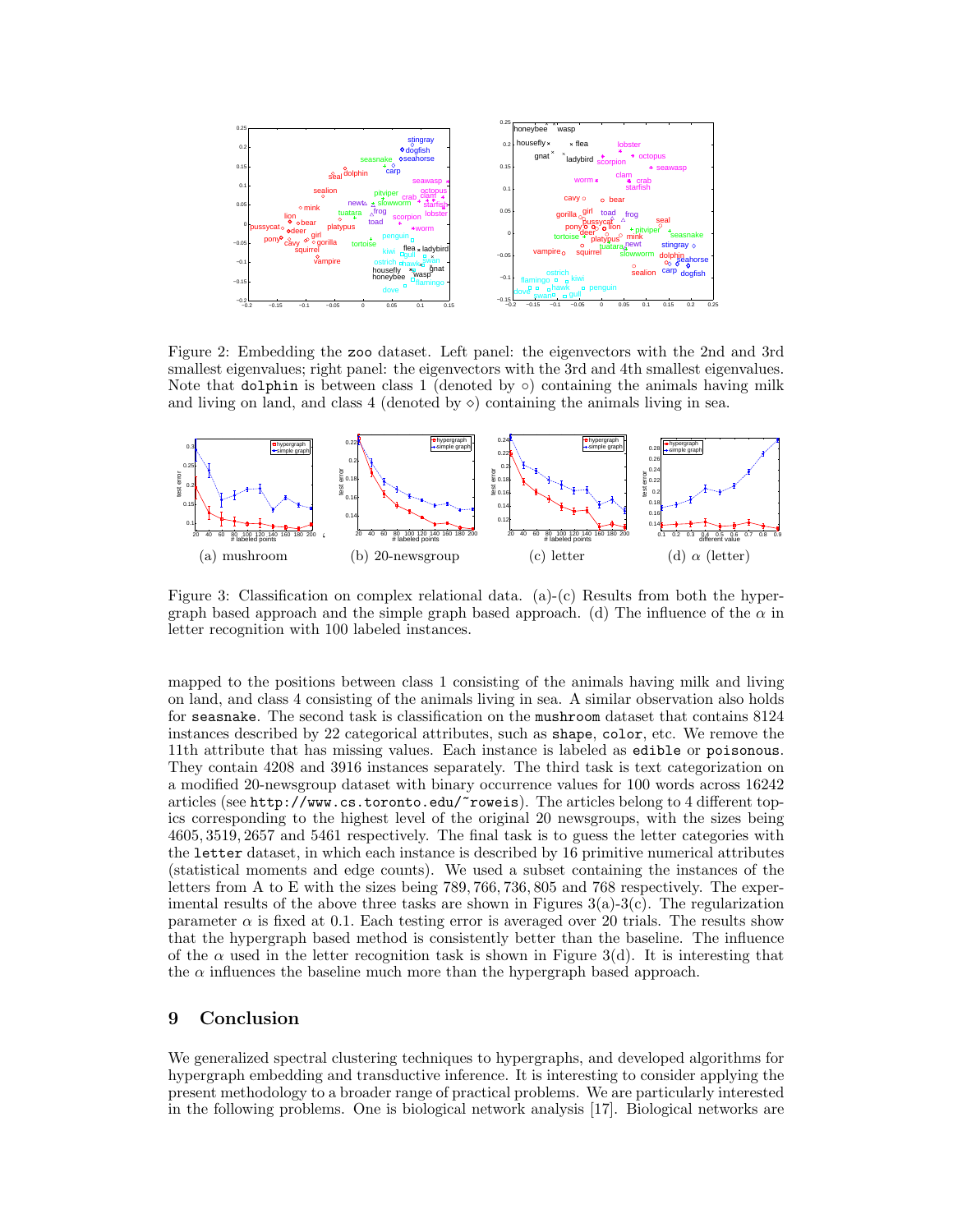Figure 2: Embedding the `zoo` dataset. Left panel: the eigenvectors with the 2nd and 3rd smallest eigenvalues; right panel: the eigenvectors with the 3rd and 4th smallest eigenvalues. Note that `dolphin` is between class 1 (denoted by ◦) containing the animals having milk and living on land, and class 4 (denoted by ⋄) containing the animals living in sea.

(a) mushroom (b) 20-newsgroup (c) letter (d) $\alpha$ (letter)

Figure 3: Classification on complex relational data. (a)-(c) Results from both the hypergraph based approach and the simple graph based approach. (d) The influence of the $\alpha$ in letter recognition with 100 labeled instances.

mapped to the positions between class 1 consisting of the animals having milk and living on land, and class 4 consisting of the animals living in sea. A similar observation also holds for `seasnake`. The second task is classification on the `mushroom` dataset that contains 8124 instances described by 22 categorical attributes, such as `shape`, `color`, etc. We remove the 11th attribute that has missing values. Each instance is labeled as `edible` or `poisonous`. They contain 4208 and 3916 instances separately. The third task is text categorization on a modified 20-newsgroup dataset with binary occurrence values for 100 words across 16242 articles (see `http://www.cs.toronto.edu/~roweis`). The articles belong to 4 different topics corresponding to the highest level of the original 20 newsgroups, with the sizes being 4605, 3519, 2657 and 5461 respectively. The final task is to guess the letter categories with the `letter` dataset, in which each instance is described by 16 primitive numerical attributes (statistical moments and edge counts). We used a subset containing the instances of the letters from A to E with the sizes being 789, 766, 736, 805 and 768 respectively. The experimental results of the above three tasks are shown in Figures 3(a)-3(c). The regularization parameter $\alpha$ is fixed at 0.1. Each testing error is averaged over 20 trials. The results show that the hypergraph based method is consistently better than the baseline. The influence of the $\alpha$ used in the letter recognition task is shown in Figure 3(d). It is interesting that the $\alpha$ influences the baseline much more than the hypergraph based approach.

## 9 Conclusion

We generalized spectral clustering techniques to hypergraphs, and developed algorithms for hypergraph embedding and transductive inference. It is interesting to consider applying the present methodology to a broader range of practical problems. We are particularly interested in the following problems. One is biological network analysis [17]. Biological networks are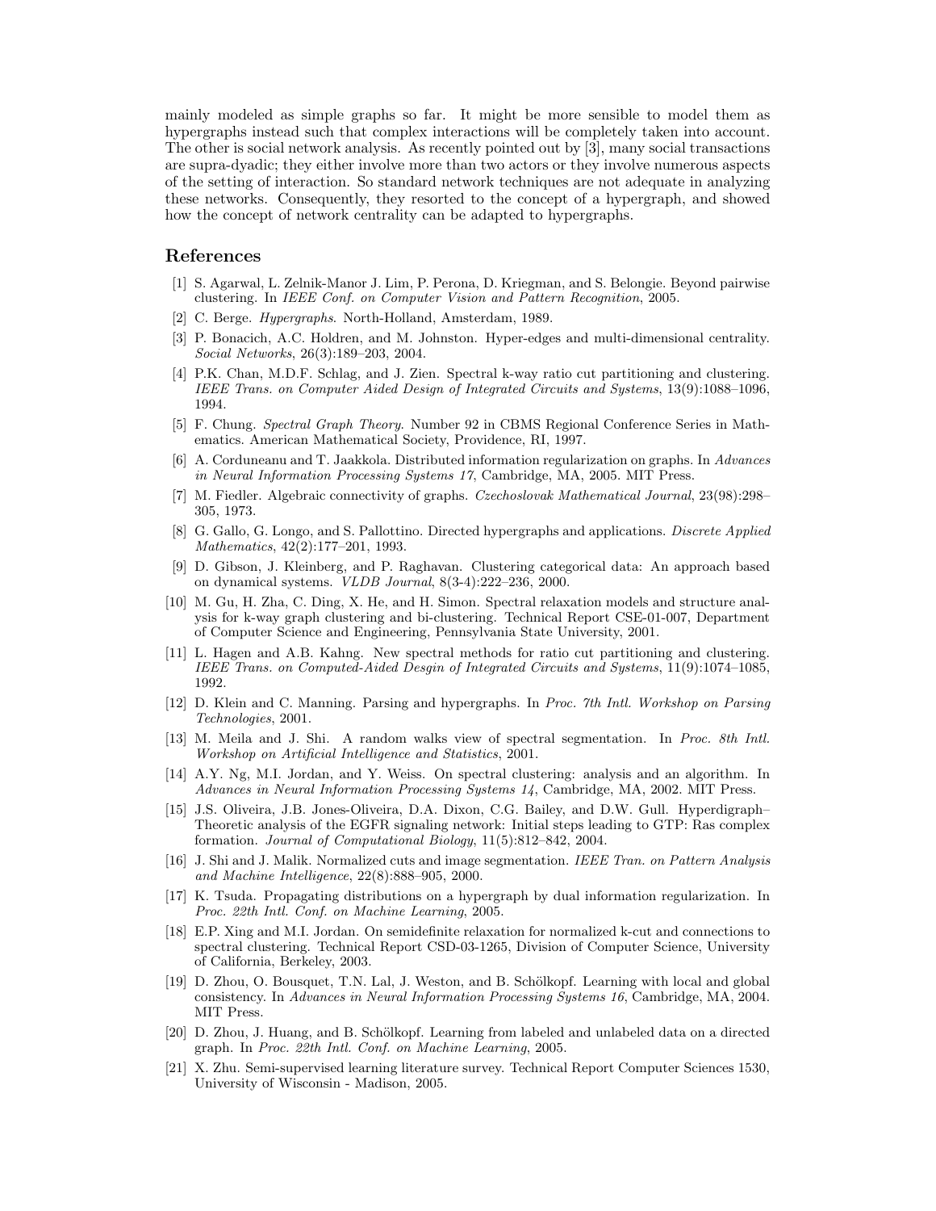mainly modeled as simple graphs so far. It might be more sensible to model them as hypergraphs instead such that complex interactions will be completely taken into account. The other is social network analysis. As recently pointed out by [3], many social transactions are supra-dyadic; they either involve more than two actors or they involve numerous aspects of the setting of interaction. So standard network techniques are not adequate in analyzing these networks. Consequently, they resorted to the concept of a hypergraph, and showed how the concept of network centrality can be adapted to hypergraphs.

## References

[1] S. Agarwal, L. Zelnik-Manor J. Lim, P. Perona, D. Kriegman, and S. Belongie. Beyond pairwise clustering. In *IEEE Conf. on Computer Vision and Pattern Recognition*, 2005.

[2] C. Berge. *Hypergraphs*. North-Holland, Amsterdam, 1989.

[3] P. Bonacich, A.C. Holdren, and M. Johnston. Hyper-edges and multi-dimensional centrality. *Social Networks*, 26(3):189–203, 2004.

[4] P.K. Chan, M.D.F. Schlag, and J. Zien. Spectral k-way ratio cut partitioning and clustering. *IEEE Trans. on Computer Aided Design of Integrated Circuits and Systems*, 13(9):1088–1096, 1994.

[5] F. Chung. *Spectral Graph Theory*. Number 92 in CBMS Regional Conference Series in Mathematics. American Mathematical Society, Providence, RI, 1997.

[6] A. Corduneanu and T. Jaakkola. Distributed information regularization on graphs. In *Advances in Neural Information Processing Systems 17*, Cambridge, MA, 2005. MIT Press.

[7] M. Fiedler. Algebraic connectivity of graphs. *Czechoslovak Mathematical Journal*, 23(98):298–305, 1973.

[8] G. Gallo, G. Longo, and S. Pallottino. Directed hypergraphs and applications. *Discrete Applied Mathematics*, 42(2):177–201, 1993.

[9] D. Gibson, J. Kleinberg, and P. Raghavan. Clustering categorical data: An approach based on dynamical systems. *VLDB Journal*, 8(3-4):222–236, 2000.

[10] M. Gu, H. Zha, C. Ding, X. He, and H. Simon. Spectral relaxation models and structure analysis for k-way graph clustering and bi-clustering. Technical Report CSE-01-007, Department of Computer Science and Engineering, Pennsylvania State University, 2001.

[11] L. Hagen and A.B. Kahng. New spectral methods for ratio cut partitioning and clustering. *IEEE Trans. on Computed-Aided Desgin of Integrated Circuits and Systems*, 11(9):1074–1085, 1992.

[12] D. Klein and C. Manning. Parsing and hypergraphs. In *Proc. 7th Intl. Workshop on Parsing Technologies*, 2001.

[13] M. Meila and J. Shi. A random walks view of spectral segmentation. In *Proc. 8th Intl. Workshop on Artificial Intelligence and Statistics*, 2001.

[14] A.Y. Ng, M.I. Jordan, and Y. Weiss. On spectral clustering: analysis and an algorithm. In *Advances in Neural Information Processing Systems 14*, Cambridge, MA, 2002. MIT Press.

[15] J.S. Oliveira, J.B. Jones-Oliveira, D.A. Dixon, C.G. Bailey, and D.W. Gull. Hyperdigraph–Theoretic analysis of the EGFR signaling network: Initial steps leading to GTP: Ras complex formation. *Journal of Computational Biology*, 11(5):812–842, 2004.

[16] J. Shi and J. Malik. Normalized cuts and image segmentation. *IEEE Tran. on Pattern Analysis and Machine Intelligence*, 22(8):888–905, 2000.

[17] K. Tsuda. Propagating distributions on a hypergraph by dual information regularization. In *Proc. 22th Intl. Conf. on Machine Learning*, 2005.

[18] E.P. Xing and M.I. Jordan. On semidefinite relaxation for normalized k-cut and connections to spectral clustering. Technical Report CSD-03-1265, Division of Computer Science, University of California, Berkeley, 2003.

[19] D. Zhou, O. Bousquet, T.N. Lal, J. Weston, and B. Schölkopf. Learning with local and global consistency. In *Advances in Neural Information Processing Systems 16*, Cambridge, MA, 2004. MIT Press.

[20] D. Zhou, J. Huang, and B. Schölkopf. Learning from labeled and unlabeled data on a directed graph. In *Proc. 22th Intl. Conf. on Machine Learning*, 2005.

[21] X. Zhu. Semi-supervised learning literature survey. Technical Report Computer Sciences 1530, University of Wisconsin - Madison, 2005.